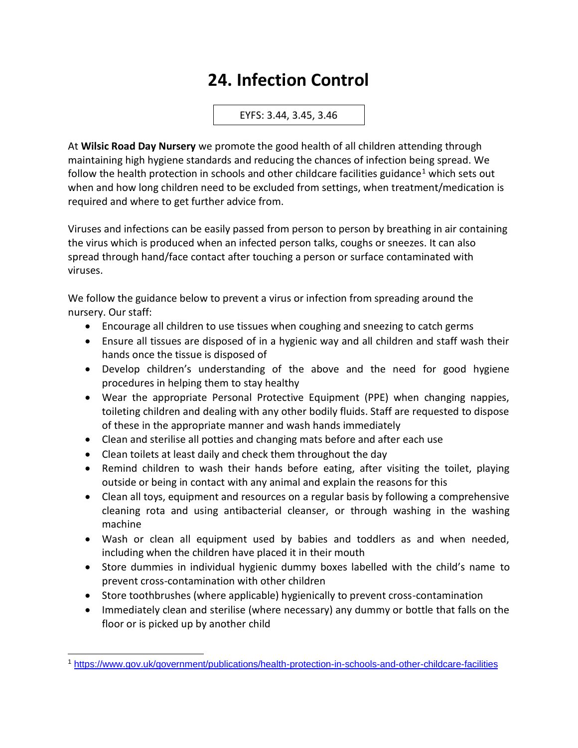# 24. Infection Control

EYFS: 3.44, 3.45, 3.46

At **Wilsic Road Day Nursery** we promote the good health of all children attending through maintaining high hygiene standards and reducing the chances of infection being spread. We follow the health protection in schools and other childcare facilities guidance[1] which sets out when and how long children need to be excluded from settings, when treatment/medication is required and where to get further advice from.

Viruses and infections can be easily passed from person to person by breathing in air containing the virus which is produced when an infected person talks, coughs or sneezes. It can also spread through hand/face contact after touching a person or surface contaminated with viruses.

We follow the guidance below to prevent a virus or infection from spreading around the nursery. Our staff:

- Encourage all children to use tissues when coughing and sneezing to catch germs
- Ensure all tissues are disposed of in a hygienic way and all children and staff wash their hands once the tissue is disposed of
- Develop children's understanding of the above and the need for good hygiene procedures in helping them to stay healthy
- Wear the appropriate Personal Protective Equipment (PPE) when changing nappies, toileting children and dealing with any other bodily fluids. Staff are requested to dispose of these in the appropriate manner and wash hands immediately
- Clean and sterilise all potties and changing mats before and after each use
- Clean toilets at least daily and check them throughout the day
- Remind children to wash their hands before eating, after visiting the toilet, playing outside or being in contact with any animal and explain the reasons for this
- Clean all toys, equipment and resources on a regular basis by following a comprehensive cleaning rota and using antibacterial cleanser, or through washing in the washing machine
- Wash or clean all equipment used by babies and toddlers as and when needed, including when the children have placed it in their mouth
- Store dummies in individual hygienic dummy boxes labelled with the child's name to prevent cross-contamination with other children
- Store toothbrushes (where applicable) hygienically to prevent cross-contamination
- Immediately clean and sterilise (where necessary) any dummy or bottle that falls on the floor or is picked up by another child

[1] https://www.gov.uk/government/publications/health-protection-in-schools-and-other-childcare-facilities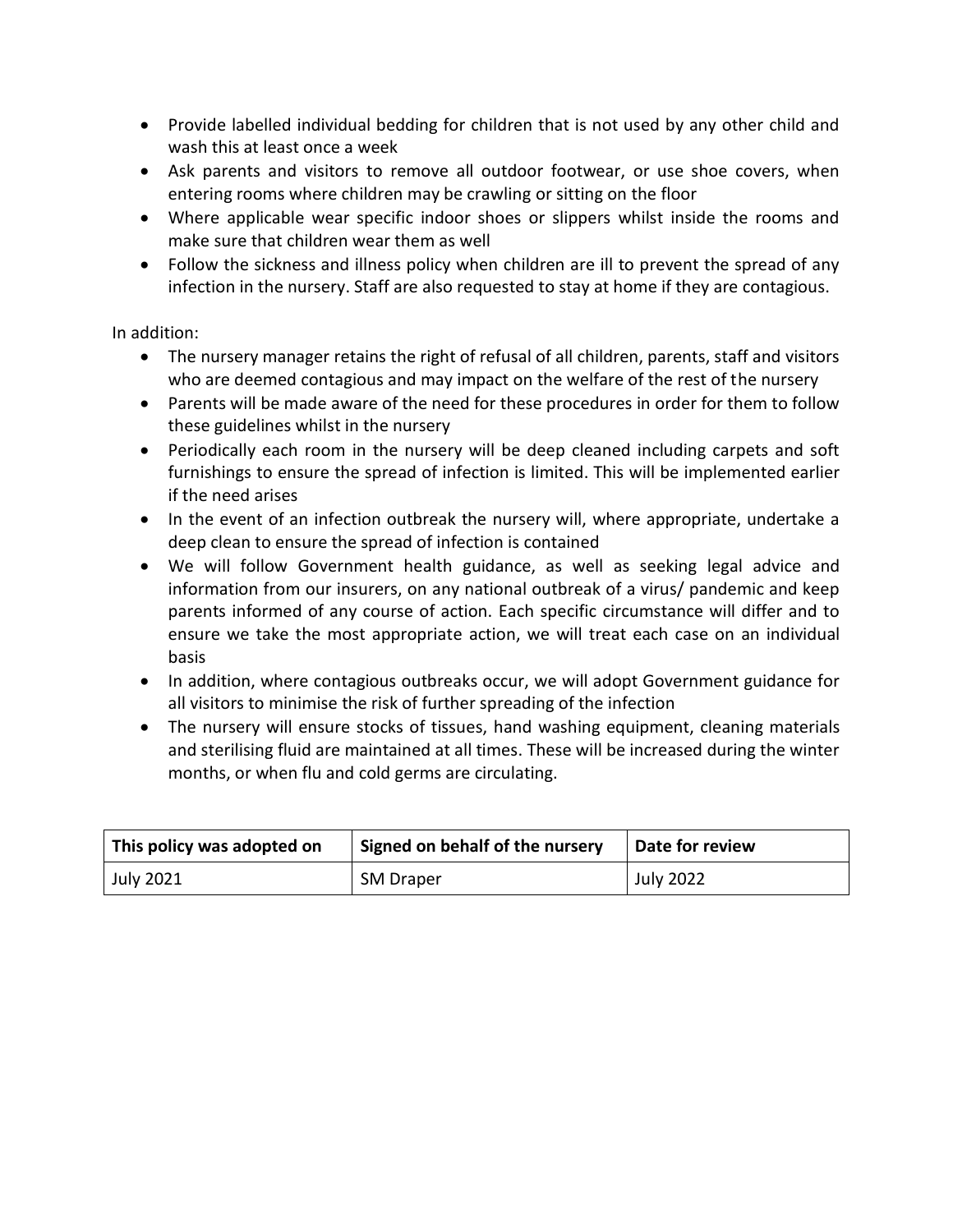- Provide labelled individual bedding for children that is not used by any other child and wash this at least once a week
- Ask parents and visitors to remove all outdoor footwear, or use shoe covers, when entering rooms where children may be crawling or sitting on the floor
- Where applicable wear specific indoor shoes or slippers whilst inside the rooms and make sure that children wear them as well
- Follow the sickness and illness policy when children are ill to prevent the spread of any infection in the nursery. Staff are also requested to stay at home if they are contagious.

In addition:

- The nursery manager retains the right of refusal of all children, parents, staff and visitors who are deemed contagious and may impact on the welfare of the rest of the nursery
- Parents will be made aware of the need for these procedures in order for them to follow these guidelines whilst in the nursery
- Periodically each room in the nursery will be deep cleaned including carpets and soft furnishings to ensure the spread of infection is limited. This will be implemented earlier if the need arises
- In the event of an infection outbreak the nursery will, where appropriate, undertake a deep clean to ensure the spread of infection is contained
- We will follow Government health guidance, as well as seeking legal advice and information from our insurers, on any national outbreak of a virus/ pandemic and keep parents informed of any course of action. Each specific circumstance will differ and to ensure we take the most appropriate action, we will treat each case on an individual basis
- In addition, where contagious outbreaks occur, we will adopt Government guidance for all visitors to minimise the risk of further spreading of the infection
- The nursery will ensure stocks of tissues, hand washing equipment, cleaning materials and sterilising fluid are maintained at all times. These will be increased during the winter months, or when flu and cold germs are circulating.

| This policy was adopted on | Signed on behalf of the nursery | Date for review |
|---|---|---|
| July 2021 | SM Draper | July 2022 |